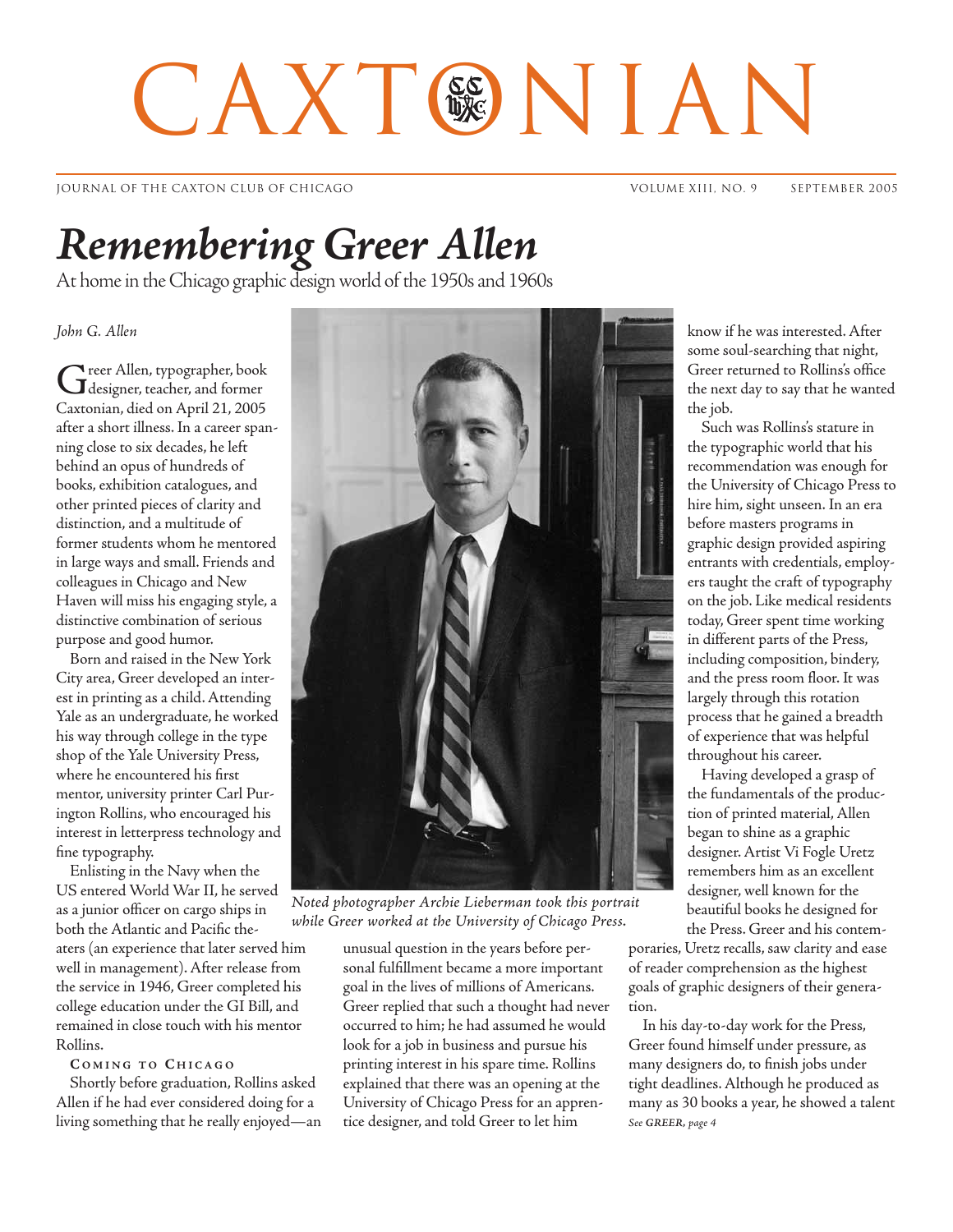# CAXTONIAN

JOURNAL OF THE CAXTON CLUB OF CHICAGO

# *Remembering Greer Allen*

At home in the Chicago graphic design world of the 1950s and 1960s

*John G. Allen*

Greer Allen, typographer, book designer, teacher, and former Caxtonian, died on April 21, 2005 after a short illness. In a career spanning close to six decades, he left behind an opus of hundreds of books, exhibition catalogues, and other printed pieces of clarity and distinction, and a multitude of former students whom he mentored in large ways and small. Friends and colleagues in Chicago and New Haven will miss his engaging style, a distinctive combination of serious purpose and good humor.

Born and raised in the New York City area, Greer developed an interest in printing as a child. Attending Yale as an undergraduate, he worked his way through college in the type shop of the Yale University Press, where he encountered his first mentor, university printer Carl Purington Rollins, who encouraged his interest in letterpress technology and fine typography.

Enlisting in the Navy when the US entered World War II, he served as a junior officer on cargo ships in both the Atlantic and Pacific theaters (an experience that later served him well in management). After release from the service in 1946, Greer completed his college education under the GI Bill, and remained in close touch with his mentor Rollins.

**Coming to Chicago**

Shortly before graduation, Rollins asked Allen if he had ever considered doing for a living something that he really enjoyed—an unusual question in the years before personal fulfillment became a more important goal in the lives of millions of Americans. Greer replied that such a thought had never occurred to him; he had assumed he would look for a job in business and pursue his printing interest in his spare time. Rollins explained that there was an opening at the University of Chicago Press for an apprentice designer, and told Greer to let him know if he was interested. After some soul-searching that night, Greer returned to Rollins's office the next day to say that he wanted the job.

*Noted photographer Archie Lieberman took this portrait while Greer worked at the University of Chicago Press.*

Such was Rollins's stature in the typographic world that his recommendation was enough for the University of Chicago Press to hire him, sight unseen. In an era before masters programs in graphic design provided aspiring entrants with credentials, employers taught the craft of typography on the job. Like medical residents today, Greer spent time working in different parts of the Press, including composition, bindery, and the press room floor. It was largely through this rotation process that he gained a breadth of experience that was helpful throughout his career.

Having developed a grasp of the fundamentals of the production of printed material, Allen began to shine as a graphic designer. Artist Vi Fogle Uretz remembers him as an excellent designer, well known for the beautiful books he designed for the Press. Greer and his contemporaries, Uretz recalls, saw clarity and ease of reader comprehension as the highest goals of graphic designers of their generation.

In his day-to-day work for the Press, Greer found himself under pressure, as many designers do, to finish jobs under tight deadlines. Although he produced as many as 30 books a year, he showed a talent

*See GREER, page 4*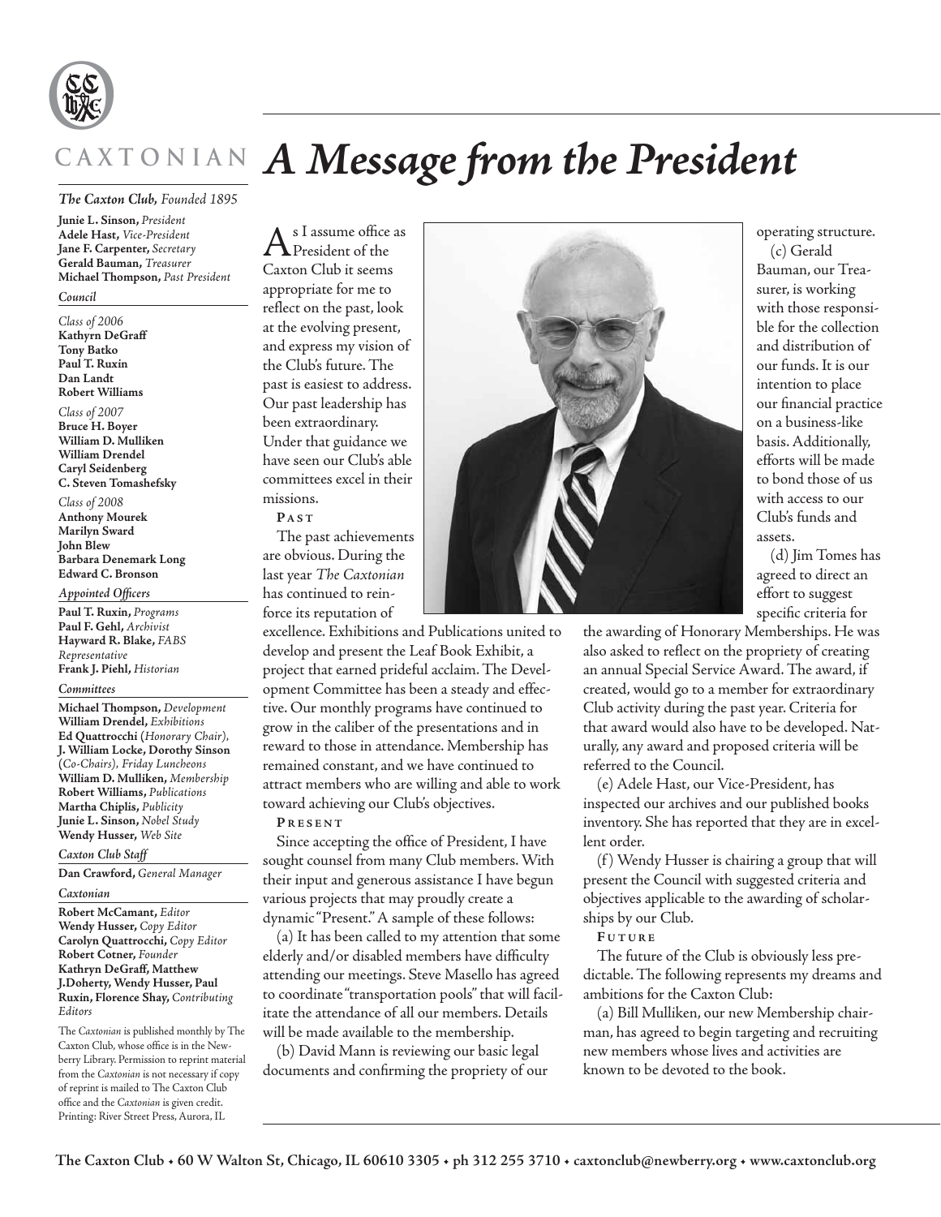CAXTONIAN

# A Message from the President

*The Caxton Club, Founded 1895*

**Junie L. Sinson,** *President*
**Adele Hast,** *Vice-President*
**Jane F. Carpenter,** *Secretary*
**Gerald Bauman,** *Treasurer*
**Michael Thompson,** *Past President*

*Council*

*Class of 2006*
**Kathyrn DeGraff**
**Tony Batko**
**Paul T. Ruxin**
**Dan Landt**
**Robert Williams**

*Class of 2007*
**Bruce H. Boyer**
**William D. Mulliken**
**William Drendel**
**Caryl Seidenberg**
**C. Steven Tomashefsky**

*Class of 2008*
**Anthony Mourek**
**Marilyn Sward**
**John Blew**
**Barbara Denemark Long**
**Edward C. Bronson**

*Appointed Officers*

**Paul T. Ruxin,** *Programs*
**Paul F. Gehl,** *Archivist*
**Hayward R. Blake,** *FABS Representative*
**Frank J. Piehl,** *Historian*

*Committees*

**Michael Thompson,** *Development*
**William Drendel,** *Exhibitions*
**Ed Quattrocchi** (*Honorary Chair),*
**J. William Locke, Dorothy Sinson** (*Co-Chairs), Friday Luncheons*
**William D. Mulliken,** *Membership*
**Robert Williams,** *Publications*
**Martha Chiplis,** *Publicity*
**Junie L. Sinson,** *Nobel Study*
**Wendy Husser,** *Web Site*

*Caxton Club Staff*

**Dan Crawford,** *General Manager*

*Caxtonian*

**Robert McCamant,** *Editor*
**Wendy Husser,** *Copy Editor*
**Carolyn Quattrocchi,** *Copy Editor*
**Robert Cotner,** *Founder*
**Kathryn DeGraff, Matthew J.Doherty, Wendy Husser, Paul Ruxin, Florence Shay,** *Contributing Editors*

The *Caxtonian* is published monthly by The Caxton Club, whose office is in the Newberry Library. Permission to reprint material from the *Caxtonian* is not necessary if copy of reprint is mailed to The Caxton Club office and the *Caxtonian* is given credit. Printing: River Street Press, Aurora, IL

As I assume office as President of the Caxton Club it seems appropriate for me to reflect on the past, look at the evolving present, and express my vision of the Club's future. The past is easiest to address. Our past leadership has been extraordinary. Under that guidance we have seen our Club's able committees excel in their missions.

**Past**

The past achievements are obvious. During the last year *The Caxtonian* has continued to reinforce its reputation of excellence. Exhibitions and Publications united to develop and present the Leaf Book Exhibit, a project that earned prideful acclaim. The Development Committee has been a steady and effective. Our monthly programs have continued to grow in the caliber of the presentations and in reward to those in attendance. Membership has remained constant, and we have continued to attract members who are willing and able to work toward achieving our Club's objectives.

**Present**

Since accepting the office of President, I have sought counsel from many Club members. With their input and generous assistance I have begun various projects that may proudly create a dynamic "Present." A sample of these follows:

(a) It has been called to my attention that some elderly and/or disabled members have difficulty attending our meetings. Steve Masello has agreed to coordinate "transportation pools" that will facilitate the attendance of all our members. Details will be made available to the membership.

(b) David Mann is reviewing our basic legal documents and confirming the propriety of our operating structure.

(c) Gerald Bauman, our Treasurer, is working with those responsible for the collection and distribution of our funds. It is our intention to place our financial practice on a business-like basis. Additionally, efforts will be made to bond those of us with access to our Club's funds and assets.

(d) Jim Tomes has agreed to direct an effort to suggest specific criteria for the awarding of Honorary Memberships. He was also asked to reflect on the propriety of creating an annual Special Service Award. The award, if created, would go to a member for extraordinary Club activity during the past year. Criteria for that award would also have to be developed. Naturally, any award and proposed criteria will be referred to the Council.

(e) Adele Hast, our Vice-President, has inspected our archives and our published books inventory. She has reported that they are in excellent order.

(f) Wendy Husser is chairing a group that will present the Council with suggested criteria and objectives applicable to the awarding of scholarships by our Club.

**Future**

The future of the Club is obviously less predictable. The following represents my dreams and ambitions for the Caxton Club:

(a) Bill Mulliken, our new Membership chairman, has agreed to begin targeting and recruiting new members whose lives and activities are known to be devoted to the book.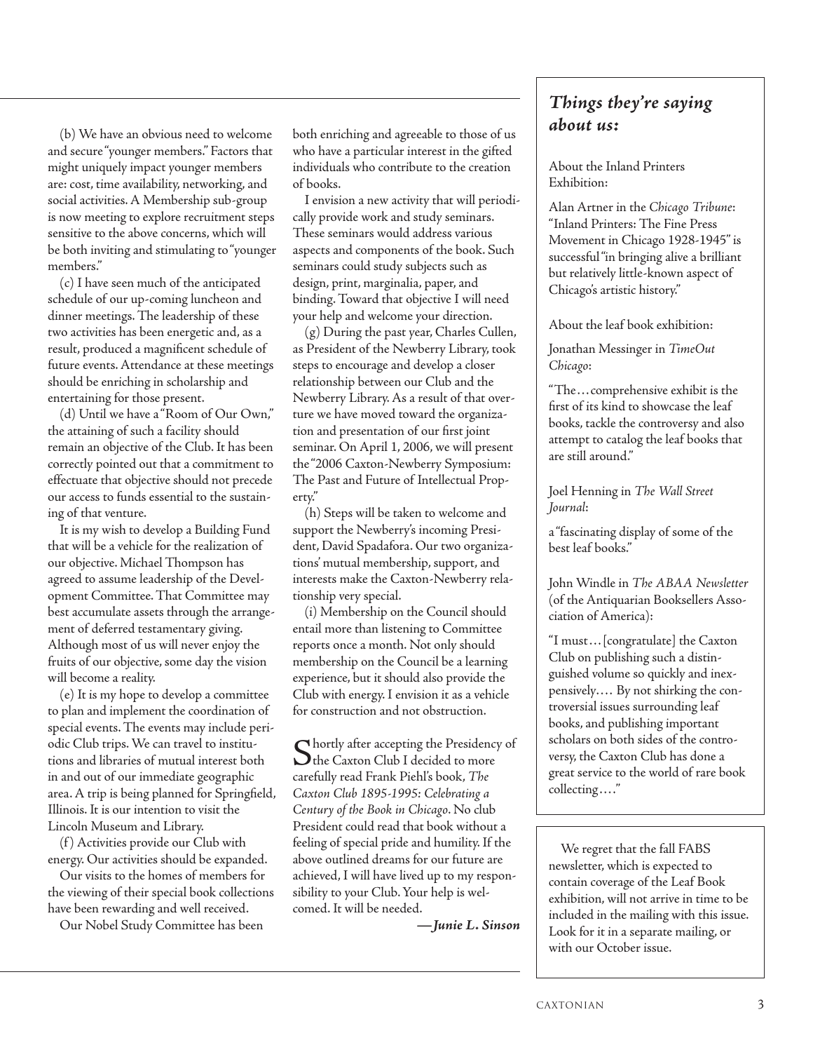(b) We have an obvious need to welcome and secure "younger members." Factors that might uniquely impact younger members are: cost, time availability, networking, and social activities. A Membership sub-group is now meeting to explore recruitment steps sensitive to the above concerns, which will be both inviting and stimulating to "younger members."

(c) I have seen much of the anticipated schedule of our up-coming luncheon and dinner meetings. The leadership of these two activities has been energetic and, as a result, produced a magnificent schedule of future events. Attendance at these meetings should be enriching in scholarship and entertaining for those present.

(d) Until we have a "Room of Our Own," the attaining of such a facility should remain an objective of the Club. It has been correctly pointed out that a commitment to effectuate that objective should not precede our access to funds essential to the sustaining of that venture.

It is my wish to develop a Building Fund that will be a vehicle for the realization of our objective. Michael Thompson has agreed to assume leadership of the Development Committee. That Committee may best accumulate assets through the arrangement of deferred testamentary giving. Although most of us will never enjoy the fruits of our objective, some day the vision will become a reality.

(e) It is my hope to develop a committee to plan and implement the coordination of special events. The events may include periodic Club trips. We can travel to institutions and libraries of mutual interest both in and out of our immediate geographic area. A trip is being planned for Springfield, Illinois. It is our intention to visit the Lincoln Museum and Library.

(f) Activities provide our Club with energy. Our activities should be expanded.

Our visits to the homes of members for the viewing of their special book collections have been rewarding and well received.

Our Nobel Study Committee has been both enriching and agreeable to those of us who have a particular interest in the gifted individuals who contribute to the creation of books.

I envision a new activity that will periodically provide work and study seminars. These seminars would address various aspects and components of the book. Such seminars could study subjects such as design, print, marginalia, paper, and binding. Toward that objective I will need your help and welcome your direction.

(g) During the past year, Charles Cullen, as President of the Newberry Library, took steps to encourage and develop a closer relationship between our Club and the Newberry Library. As a result of that overture we have moved toward the organization and presentation of our first joint seminar. On April 1, 2006, we will present the "2006 Caxton-Newberry Symposium: The Past and Future of Intellectual Property."

(h) Steps will be taken to welcome and support the Newberry's incoming President, David Spadafora. Our two organizations' mutual membership, support, and interests make the Caxton-Newberry relationship very special.

(i) Membership on the Council should entail more than listening to Committee reports once a month. Not only should membership on the Council be a learning experience, but it should also provide the Club with energy. I envision it as a vehicle for construction and not obstruction.

Shortly after accepting the Presidency of the Caxton Club I decided to more carefully read Frank Piehl's book, *The Caxton Club 1895-1995: Celebrating a Century of the Book in Chicago*. No club President could read that book without a feeling of special pride and humility. If the above outlined dreams for our future are achieved, I will have lived up to my responsibility to your Club. Your help is welcomed. It will be needed.

***—Junie L. Sinson***

## *Things they're saying about us:*

About the Inland Printers Exhibition:

Alan Artner in the *Chicago Tribune*: "Inland Printers: The Fine Press Movement in Chicago 1928-1945" is successful "in bringing alive a brilliant but relatively little-known aspect of Chicago's artistic history."

About the leaf book exhibition:

Jonathan Messinger in *TimeOut Chicago*:

"The…comprehensive exhibit is the first of its kind to showcase the leaf books, tackle the controversy and also attempt to catalog the leaf books that are still around."

Joel Henning in *The Wall Street Journal*:

a "fascinating display of some of the best leaf books."

John Windle in *The ABAA Newsletter* (of the Antiquarian Booksellers Association of America):

"I must…[congratulate] the Caxton Club on publishing such a distinguished volume so quickly and inexpensively.… By not shirking the controversial issues surrounding leaf books, and publishing important scholars on both sides of the controversy, the Caxton Club has done a great service to the world of rare book collecting.…"

We regret that the fall FABS newsletter, which is expected to contain coverage of the Leaf Book exhibition, will not arrive in time to be included in the mailing with this issue. Look for it in a separate mailing, or with our October issue.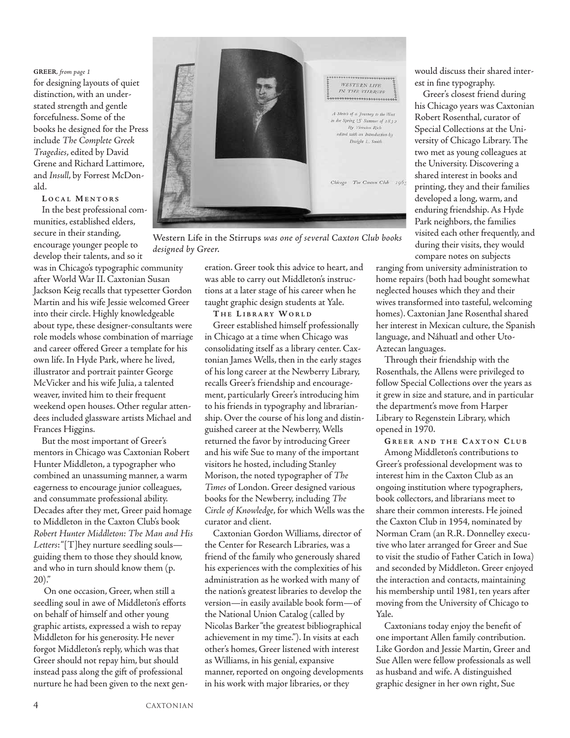**GREER**, *from page 1*

for designing layouts of quiet distinction, with an understated strength and gentle forcefulness. Some of the books he designed for the Press include *The Complete Greek Tragedies*, edited by David Grene and Richard Lattimore, and *Insull*, by Forrest McDonald.

### Local Mentors

In the best professional communities, established elders, secure in their standing, encourage younger people to develop their talents, and so it was in Chicago's typographic community after World War II. Caxtonian Susan Jackson Keig recalls that typesetter Gordon Martin and his wife Jessie welcomed Greer into their circle. Highly knowledgeable about type, these designer-consultants were role models whose combination of marriage and career offered Greer a template for his own life. In Hyde Park, where he lived, illustrator and portrait painter George McVicker and his wife Julia, a talented weaver, invited him to their frequent weekend open houses. Other regular attendees included glassware artists Michael and Frances Higgins.

But the most important of Greer's mentors in Chicago was Caxtonian Robert Hunter Middleton, a typographer who combined an unassuming manner, a warm eagerness to encourage junior colleagues, and consummate professional ability. Decades after they met, Greer paid homage to Middleton in the Caxton Club's book *Robert Hunter Middleton: The Man and His Letters*: "[T]hey nurture seedling souls—guiding them to those they should know, and who in turn should know them (p. 20)."

On one occasion, Greer, when still a seedling soul in awe of Middleton's efforts on behalf of himself and other young graphic artists, expressed a wish to repay Middleton for his generosity. He never forgot Middleton's reply, which was that Greer should not repay him, but should instead pass along the gift of professional nurture he had been given to the next generation. Greer took this advice to heart, and was able to carry out Middleton's instructions at a later stage of his career when he taught graphic design students at Yale.

*Western Life in the Stirrups* was one of several Caxton Club books designed by Greer.

### The Library World

Greer established himself professionally in Chicago at a time when Chicago was consolidating itself as a library center. Caxtonian James Wells, then in the early stages of his long career at the Newberry Library, recalls Greer's friendship and encouragement, particularly Greer's introducing him to his friends in typography and librarianship. Over the course of his long and distinguished career at the Newberry, Wells returned the favor by introducing Greer and his wife Sue to many of the important visitors he hosted, including Stanley Morison, the noted typographer of *The Times* of London. Greer designed various books for the Newberry, including *The Circle of Knowledge*, for which Wells was the curator and client.

Caxtonian Gordon Williams, director of the Center for Research Libraries, was a friend of the family who generously shared his experiences with the complexities of his administration as he worked with many of the nation's greatest libraries to develop the version—in easily available book form—of the National Union Catalog (called by Nicolas Barker "the greatest bibliographical achievement in my time."). In visits at each other's homes, Greer listened with interest as Williams, in his genial, expansive manner, reported on ongoing developments in his work with major libraries, or they would discuss their shared interest in fine typography.

Greer's closest friend during his Chicago years was Caxtonian Robert Rosenthal, curator of Special Collections at the University of Chicago Library. The two met as young colleagues at the University. Discovering a shared interest in books and printing, they and their families developed a long, warm, and enduring friendship. As Hyde Park neighbors, the families visited each other frequently, and during their visits, they would compare notes on subjects ranging from university administration to home repairs (both had bought somewhat neglected houses which they and their wives transformed into tasteful, welcoming homes). Caxtonian Jane Rosenthal shared her interest in Mexican culture, the Spanish language, and Náhuatl and other Uto-Aztecan languages.

Through their friendship with the Rosenthals, the Allens were privileged to follow Special Collections over the years as it grew in size and stature, and in particular the department's move from Harper Library to Regenstein Library, which opened in 1970.

### Greer and the Caxton Club

Among Middleton's contributions to Greer's professional development was to interest him in the Caxton Club as an ongoing institution where typographers, book collectors, and librarians meet to share their common interests. He joined the Caxton Club in 1954, nominated by Norman Cram (an R.R. Donnelley executive who later arranged for Greer and Sue to visit the studio of Father Catich in Iowa) and seconded by Middleton. Greer enjoyed the interaction and contacts, maintaining his membership until 1981, ten years after moving from the University of Chicago to Yale.

Caxtonians today enjoy the benefit of one important Allen family contribution. Like Gordon and Jessie Martin, Greer and Sue Allen were fellow professionals as well as husband and wife. A distinguished graphic designer in her own right, Sue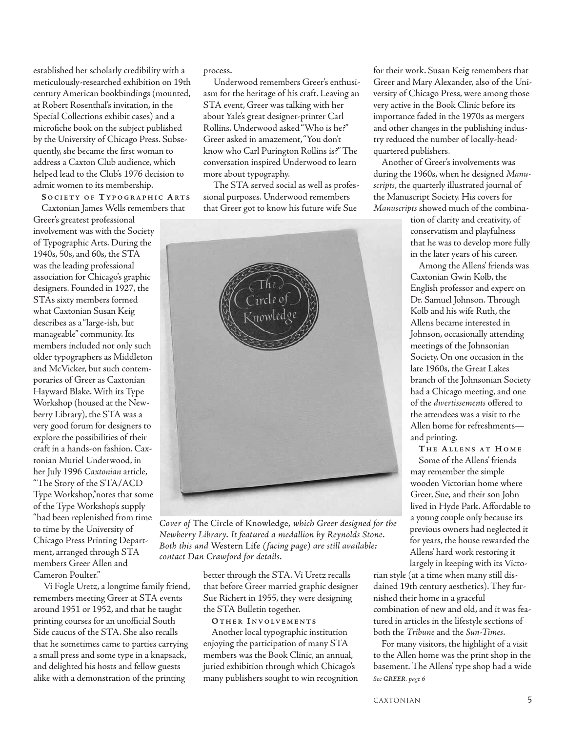established her scholarly credibility with a meticulously-researched exhibition on 19th century American bookbindings (mounted, at Robert Rosenthal's invitation, in the Special Collections exhibit cases) and a microfiche book on the subject published by the University of Chicago Press. Subsequently, she became the first woman to address a Caxton Club audience, which helped lead to the Club's 1976 decision to admit women to its membership.

### Society of Typographic Arts

Caxtonian James Wells remembers that Greer's greatest professional involvement was with the Society of Typographic Arts. During the 1940s, 50s, and 60s, the STA was the leading professional association for Chicago's graphic designers. Founded in 1927, the STAs sixty members formed what Caxtonian Susan Keig describes as a "large-ish, but manageable" community. Its members included not only such older typographers as Middleton and McVicker, but such contemporaries of Greer as Caxtonian Hayward Blake. With its Type Workshop (housed at the Newberry Library), the STA was a very good forum for designers to explore the possibilities of their craft in a hands-on fashion. Caxtonian Muriel Underwood, in her July 1996 *Caxtonian* article, "The Story of the STA/ACD Type Workshop," notes that some of the Type Workshop's supply "had been replenished from time to time by the University of Chicago Press Printing Department, arranged through STA members Greer Allen and Cameron Poulter."

Vi Fogle Uretz, a longtime family friend, remembers meeting Greer at STA events around 1951 or 1952, and that he taught printing courses for an unofficial South Side caucus of the STA. She also recalls that he sometimes came to parties carrying a small press and some type in a knapsack, and delighted his hosts and fellow guests alike with a demonstration of the printing process.

Underwood remembers Greer's enthusiasm for the heritage of his craft. Leaving an STA event, Greer was talking with her about Yale's great designer-printer Carl Rollins. Underwood asked "Who is he?" Greer asked in amazement, "You don't know who Carl Purington Rollins is?" The conversation inspired Underwood to learn more about typography.

The STA served social as well as professional purposes. Underwood remembers that Greer got to know his future wife Sue better through the STA. Vi Uretz recalls that before Greer married graphic designer Sue Richert in 1955, they were designing the STA Bulletin together.

*Cover of* The Circle of Knowledge, *which Greer designed for the Newberry Library. It featured a medallion by Reynolds Stone. Both this and* Western Life *(facing page) are still available; contact Dan Crawford for details.*

### Other Involvements

Another local typographic institution enjoying the participation of many STA members was the Book Clinic, an annual, juried exhibition through which Chicago's many publishers sought to win recognition for their work. Susan Keig remembers that Greer and Mary Alexander, also of the University of Chicago Press, were among those very active in the Book Clinic before its importance faded in the 1970s as mergers and other changes in the publishing industry reduced the number of locally-headquartered publishers.

Another of Greer's involvements was during the 1960s, when he designed *Manuscripts*, the quarterly illustrated journal of the Manuscript Society. His covers for *Manuscripts* showed much of the combination of clarity and creativity, of conservatism and playfulness that he was to develop more fully in the later years of his career.

Among the Allens' friends was Caxtonian Gwin Kolb, the English professor and expert on Dr. Samuel Johnson. Through Kolb and his wife Ruth, the Allens became interested in Johnson, occasionally attending meetings of the Johnsonian Society. On one occasion in the late 1960s, the Great Lakes branch of the Johnsonian Society had a Chicago meeting, and one of the *divertissements* offered to the attendees was a visit to the Allen home for refreshments—and printing.

### The Allens at Home

Some of the Allens' friends may remember the simple wooden Victorian home where Greer, Sue, and their son John lived in Hyde Park. Affordable to a young couple only because its previous owners had neglected it for years, the house rewarded the Allens' hard work restoring it largely in keeping with its Victorian style (at a time when many still disdained 19th century aesthetics). They furnished their home in a graceful combination of new and old, and it was featured in articles in the lifestyle sections of both the *Tribune* and the *Sun-Times*.

For many visitors, the highlight of a visit to the Allen home was the print shop in the basement. The Allens' type shop had a wide

*See GREER, page 6*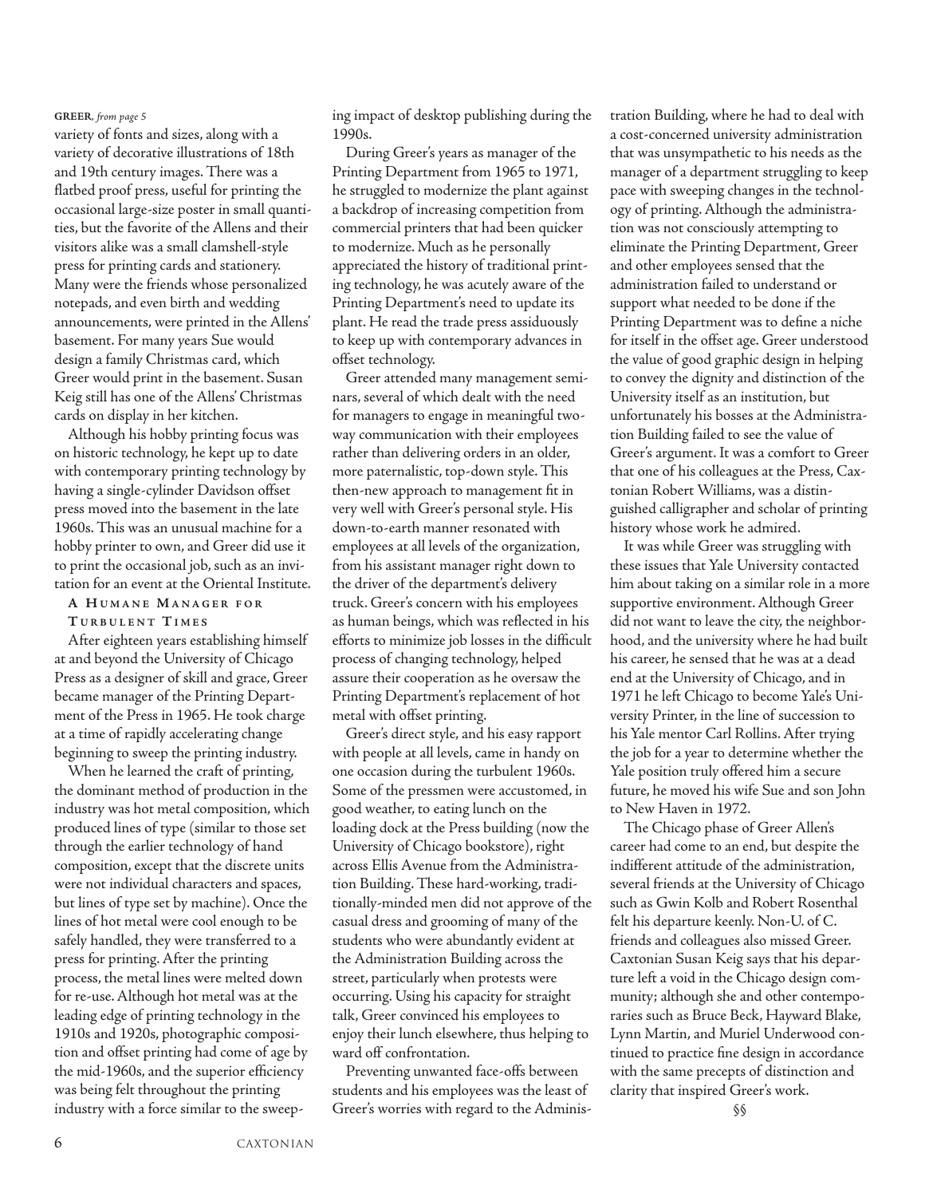**GREER**, *from page 5*

variety of fonts and sizes, along with a variety of decorative illustrations of 18th and 19th century images. There was a flatbed proof press, useful for printing the occasional large-size poster in small quantities, but the favorite of the Allens and their visitors alike was a small clamshell-style press for printing cards and stationery. Many were the friends whose personalized notepads, and even birth and wedding announcements, were printed in the Allens' basement. For many years Sue would design a family Christmas card, which Greer would print in the basement. Susan Keig still has one of the Allens' Christmas cards on display in her kitchen.

Although his hobby printing focus was on historic technology, he kept up to date with contemporary printing technology by having a single-cylinder Davidson offset press moved into the basement in the late 1960s. This was an unusual machine for a hobby printer to own, and Greer did use it to print the occasional job, such as an invitation for an event at the Oriental Institute.

## A Humane Manager for Turbulent Times

After eighteen years establishing himself at and beyond the University of Chicago Press as a designer of skill and grace, Greer became manager of the Printing Department of the Press in 1965. He took charge at a time of rapidly accelerating change beginning to sweep the printing industry.

When he learned the craft of printing, the dominant method of production in the industry was hot metal composition, which produced lines of type (similar to those set through the earlier technology of hand composition, except that the discrete units were not individual characters and spaces, but lines of type set by machine). Once the lines of hot metal were cool enough to be safely handled, they were transferred to a press for printing. After the printing process, the metal lines were melted down for re-use. Although hot metal was at the leading edge of printing technology in the 1910s and 1920s, photographic composition and offset printing had come of age by the mid-1960s, and the superior efficiency was being felt throughout the printing industry with a force similar to the sweeping impact of desktop publishing during the 1990s.

During Greer's years as manager of the Printing Department from 1965 to 1971, he struggled to modernize the plant against a backdrop of increasing competition from commercial printers that had been quicker to modernize. Much as he personally appreciated the history of traditional printing technology, he was acutely aware of the Printing Department's need to update its plant. He read the trade press assiduously to keep up with contemporary advances in offset technology.

Greer attended many management seminars, several of which dealt with the need for managers to engage in meaningful two-way communication with their employees rather than delivering orders in an older, more paternalistic, top-down style. This then-new approach to management fit in very well with Greer's personal style. His down-to-earth manner resonated with employees at all levels of the organization, from his assistant manager right down to the driver of the department's delivery truck. Greer's concern with his employees as human beings, which was reflected in his efforts to minimize job losses in the difficult process of changing technology, helped assure their cooperation as he oversaw the Printing Department's replacement of hot metal with offset printing.

Greer's direct style, and his easy rapport with people at all levels, came in handy on one occasion during the turbulent 1960s. Some of the pressmen were accustomed, in good weather, to eating lunch on the loading dock at the Press building (now the University of Chicago bookstore), right across Ellis Avenue from the Administration Building. These hard-working, traditionally-minded men did not approve of the casual dress and grooming of many of the students who were abundantly evident at the Administration Building across the street, particularly when protests were occurring. Using his capacity for straight talk, Greer convinced his employees to enjoy their lunch elsewhere, thus helping to ward off confrontation.

Preventing unwanted face-offs between students and his employees was the least of Greer's worries with regard to the Administration Building, where he had to deal with a cost-concerned university administration that was unsympathetic to his needs as the manager of a department struggling to keep pace with sweeping changes in the technology of printing. Although the administration was not consciously attempting to eliminate the Printing Department, Greer and other employees sensed that the administration failed to understand or support what needed to be done if the Printing Department was to define a niche for itself in the offset age. Greer understood the value of good graphic design in helping to convey the dignity and distinction of the University itself as an institution, but unfortunately his bosses at the Administration Building failed to see the value of Greer's argument. It was a comfort to Greer that one of his colleagues at the Press, Caxtonian Robert Williams, was a distinguished calligrapher and scholar of printing history whose work he admired.

It was while Greer was struggling with these issues that Yale University contacted him about taking on a similar role in a more supportive environment. Although Greer did not want to leave the city, the neighborhood, and the university where he had built his career, he sensed that he was at a dead end at the University of Chicago, and in 1971 he left Chicago to become Yale's University Printer, in the line of succession to his Yale mentor Carl Rollins. After trying the job for a year to determine whether the Yale position truly offered him a secure future, he moved his wife Sue and son John to New Haven in 1972.

The Chicago phase of Greer Allen's career had come to an end, but despite the indifferent attitude of the administration, several friends at the University of Chicago such as Gwin Kolb and Robert Rosenthal felt his departure keenly. Non-U. of C. friends and colleagues also missed Greer. Caxtonian Susan Keig says that his departure left a void in the Chicago design community; although she and other contemporaries such as Bruce Beck, Hayward Blake, Lynn Martin, and Muriel Underwood continued to practice fine design in accordance with the same precepts of distinction and clarity that inspired Greer's work.

§§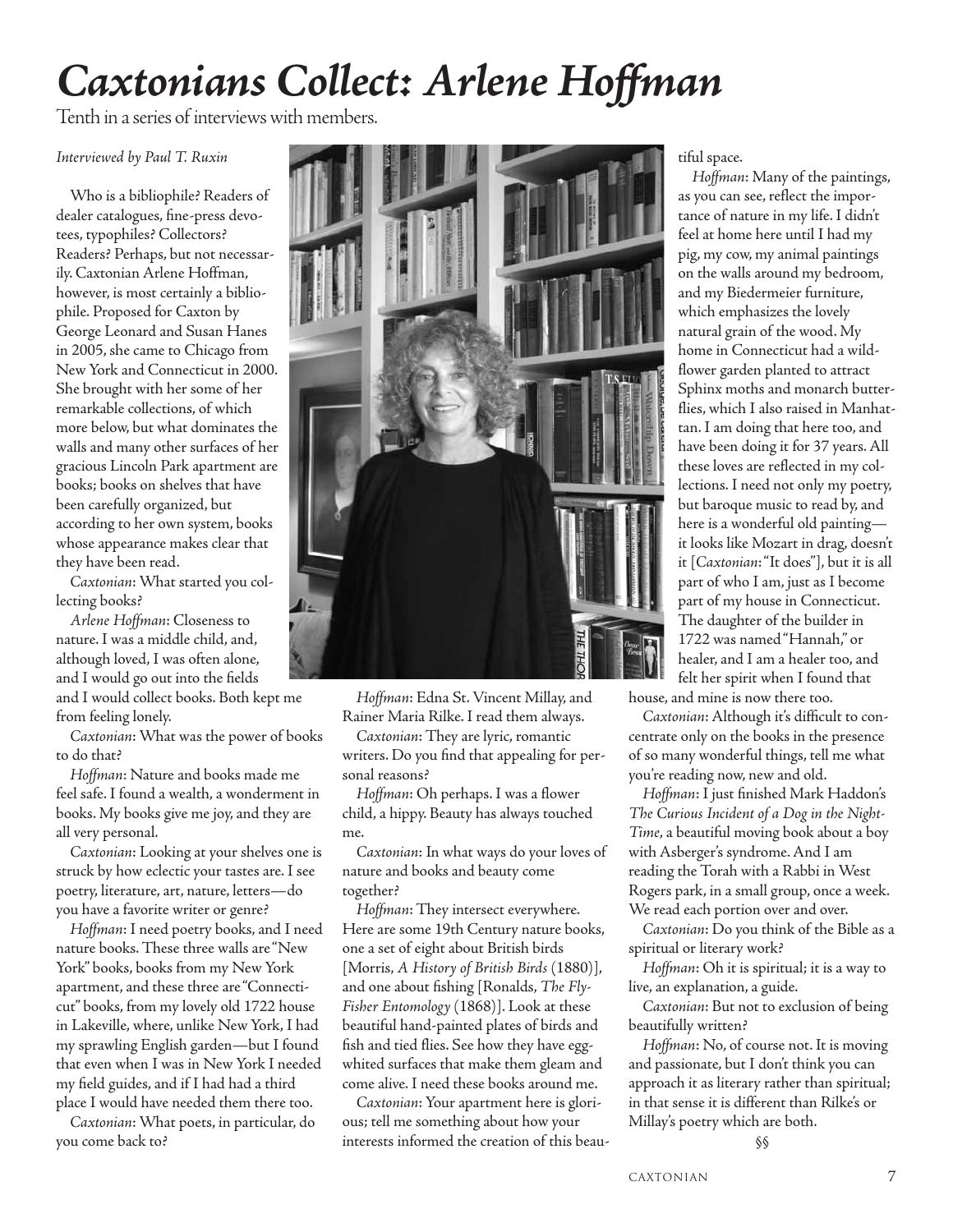# *Caxtonians Collect: Arlene Hoffman*

Tenth in a series of interviews with members.

*Interviewed by Paul T. Ruxin*

Who is a bibliophile? Readers of dealer catalogues, fine-press devotees, typophiles? Collectors? Readers? Perhaps, but not necessarily. Caxtonian Arlene Hoffman, however, is most certainly a bibliophile. Proposed for Caxton by George Leonard and Susan Hanes in 2005, she came to Chicago from New York and Connecticut in 2000. She brought with her some of her remarkable collections, of which more below, but what dominates the walls and many other surfaces of her gracious Lincoln Park apartment are books; books on shelves that have been carefully organized, but according to her own system, books whose appearance makes clear that they have been read.

*Caxtonian*: What started you collecting books?

*Arlene Hoffman*: Closeness to nature. I was a middle child, and, although loved, I was often alone, and I would go out into the fields and I would collect books. Both kept me from feeling lonely.

*Caxtonian*: What was the power of books to do that?

*Hoffman*: Nature and books made me feel safe. I found a wealth, a wonderment in books. My books give me joy, and they are all very personal.

*Caxtonian*: Looking at your shelves one is struck by how eclectic your tastes are. I see poetry, literature, art, nature, letters—do you have a favorite writer or genre?

*Hoffman*: I need poetry books, and I need nature books. These three walls are "New York" books, books from my New York apartment, and these three are "Connecticut" books, from my lovely old 1722 house in Lakeville, where, unlike New York, I had my sprawling English garden—but I found that even when I was in New York I needed my field guides, and if I had had a third place I would have needed them there too.

*Caxtonian*: What poets, in particular, do you come back to?

*Hoffman*: Edna St. Vincent Millay, and Rainer Maria Rilke. I read them always.

*Caxtonian*: They are lyric, romantic writers. Do you find that appealing for personal reasons?

*Hoffman*: Oh perhaps. I was a flower child, a hippy. Beauty has always touched me.

*Caxtonian*: In what ways do your loves of nature and books and beauty come together?

*Hoffman*: They intersect everywhere. Here are some 19th Century nature books, one a set of eight about British birds [Morris, *A History of British Birds* (1880)], and one about fishing [Ronalds, *The Fly-Fisher Entomology* (1868)]. Look at these beautiful hand-painted plates of birds and fish and tied flies. See how they have egg-whited surfaces that make them gleam and come alive. I need these books around me.

*Caxtonian*: Your apartment here is glorious; tell me something about how your interests informed the creation of this beautiful space.

*Hoffman*: Many of the paintings, as you can see, reflect the importance of nature in my life. I didn't feel at home here until I had my pig, my cow, my animal paintings on the walls around my bedroom, and my Biedermeier furniture, which emphasizes the lovely natural grain of the wood. My home in Connecticut had a wildflower garden planted to attract Sphinx moths and monarch butterflies, which I also raised in Manhattan. I am doing that here too, and have been doing it for 37 years. All these loves are reflected in my collections. I need not only my poetry, but baroque music to read by, and here is a wonderful old painting—it looks like Mozart in drag, doesn't it [*Caxtonian*: "It does"], but it is all part of who I am, just as I become part of my house in Connecticut. The daughter of the builder in 1722 was named "Hannah," or healer, and I am a healer too, and felt her spirit when I found that house, and mine is now there too.

*Caxtonian*: Although it's difficult to concentrate only on the books in the presence of so many wonderful things, tell me what you're reading now, new and old.

*Hoffman*: I just finished Mark Haddon's *The Curious Incident of a Dog in the Night-Time*, a beautiful moving book about a boy with Asberger's syndrome. And I am reading the Torah with a Rabbi in West Rogers park, in a small group, once a week. We read each portion over and over.

*Caxtonian*: Do you think of the Bible as a spiritual or literary work?

*Hoffman*: Oh it is spiritual; it is a way to live, an explanation, a guide.

*Caxtonian*: But not to exclusion of being beautifully written?

*Hoffman*: No, of course not. It is moving and passionate, but I don't think you can approach it as literary rather than spiritual; in that sense it is different than Rilke's or Millay's poetry which are both.

§§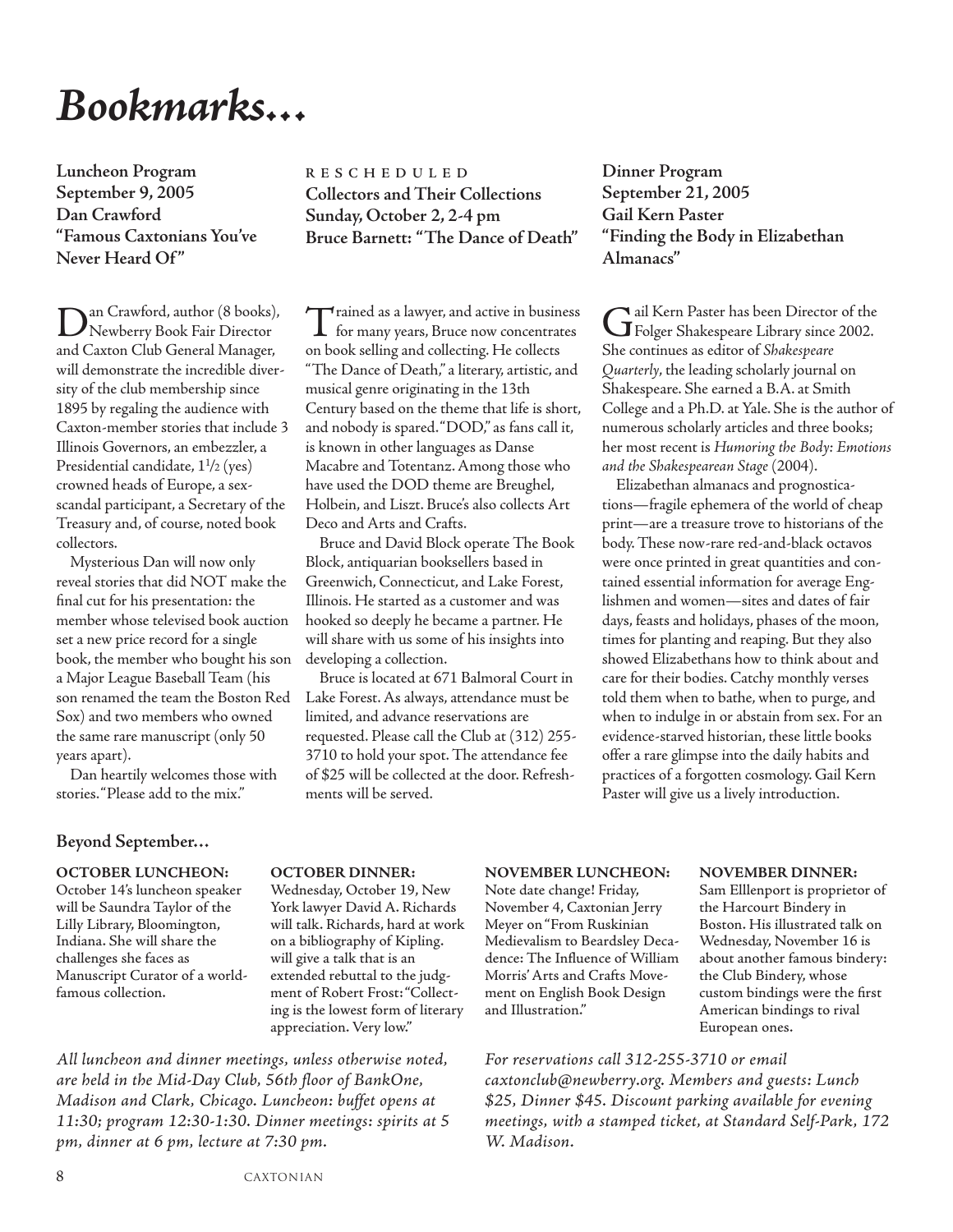# Bookmarks...

**Luncheon Program**
**September 9, 2005**
**Dan Crawford**
**"Famous Caxtonians You've Never Heard Of"**

Dan Crawford, author (8 books), Newberry Book Fair Director and Caxton Club General Manager, will demonstrate the incredible diversity of the club membership since 1895 by regaling the audience with Caxton-member stories that include 3 Illinois Governors, an embezzler, a Presidential candidate, 1½ (yes) crowned heads of Europe, a sex-scandal participant, a Secretary of the Treasury and, of course, noted book collectors.

Mysterious Dan will now only reveal stories that did NOT make the final cut for his presentation: the member whose televised book auction set a new price record for a single book, the member who bought his son a Major League Baseball Team (his son renamed the team the Boston Red Sox) and two members who owned the same rare manuscript (only 50 years apart).

Dan heartily welcomes those with stories. "Please add to the mix."

RESCHEDULED
**Collectors and Their Collections**
**Sunday, October 2, 2-4 pm**
**Bruce Barnett: "The Dance of Death"**

Trained as a lawyer, and active in business for many years, Bruce now concentrates on book selling and collecting. He collects "The Dance of Death," a literary, artistic, and musical genre originating in the 13th Century based on the theme that life is short, and nobody is spared. "DOD," as fans call it, is known in other languages as Danse Macabre and Totentanz. Among those who have used the DOD theme are Breughel, Holbein, and Liszt. Bruce's also collects Art Deco and Arts and Crafts.

Bruce and David Block operate The Book Block, antiquarian booksellers based in Greenwich, Connecticut, and Lake Forest, Illinois. He started as a customer and was hooked so deeply he became a partner. He will share with us some of his insights into developing a collection.

Bruce is located at 671 Balmoral Court in Lake Forest. As always, attendance must be limited, and advance reservations are requested. Please call the Club at (312) 255-3710 to hold your spot. The attendance fee of $25 will be collected at the door. Refreshments will be served.

**Dinner Program**
**September 21, 2005**
**Gail Kern Paster**
**"Finding the Body in Elizabethan Almanacs"**

Gail Kern Paster has been Director of the Folger Shakespeare Library since 2002. She continues as editor of *Shakespeare Quarterly*, the leading scholarly journal on Shakespeare. She earned a B.A. at Smith College and a Ph.D. at Yale. She is the author of numerous scholarly articles and three books; her most recent is *Humoring the Body: Emotions and the Shakespearean Stage* (2004).

Elizabethan almanacs and prognostications—fragile ephemera of the world of cheap print—are a treasure trove to historians of the body. These now-rare red-and-black octavos were once printed in great quantities and contained essential information for average Englishmen and women—sites and dates of fair days, feasts and holidays, phases of the moon, times for planting and reaping. But they also showed Elizabethans how to think about and care for their bodies. Catchy monthly verses told them when to bathe, when to purge, and when to indulge in or abstain from sex. For an evidence-starved historian, these little books offer a rare glimpse into the daily habits and practices of a forgotten cosmology. Gail Kern Paster will give us a lively introduction.

## Beyond September...

**OCTOBER LUNCHEON:**
October 14's luncheon speaker will be Saundra Taylor of the Lilly Library, Bloomington, Indiana. She will share the challenges she faces as Manuscript Curator of a world-famous collection.

**OCTOBER DINNER:**
Wednesday, October 19, New York lawyer David A. Richards will talk. Richards, hard at work on a bibliography of Kipling. will give a talk that is an extended rebuttal to the judgment of Robert Frost: "Collecting is the lowest form of literary appreciation. Very low."

**NOVEMBER LUNCHEON:**
Note date change! Friday, November 4, Caxtonian Jerry Meyer on "From Ruskinian Medievalism to Beardsley Decadence: The Influence of William Morris' Arts and Crafts Movement on English Book Design and Illustration."

**NOVEMBER DINNER:**
Sam Elllenport is proprietor of the Harcourt Bindery in Boston. His illustrated talk on Wednesday, November 16 is about another famous bindery: the Club Bindery, whose custom bindings were the first American bindings to rival European ones.

*All luncheon and dinner meetings, unless otherwise noted, are held in the Mid-Day Club, 56th floor of BankOne, Madison and Clark, Chicago. Luncheon: buffet opens at 11:30; program 12:30-1:30. Dinner meetings: spirits at 5 pm, dinner at 6 pm, lecture at 7:30 pm.*

*For reservations call 312-255-3710 or email caxtonclub@newberry.org. Members and guests: Lunch $25, Dinner $45. Discount parking available for evening meetings, with a stamped ticket, at Standard Self-Park, 172 W. Madison.*